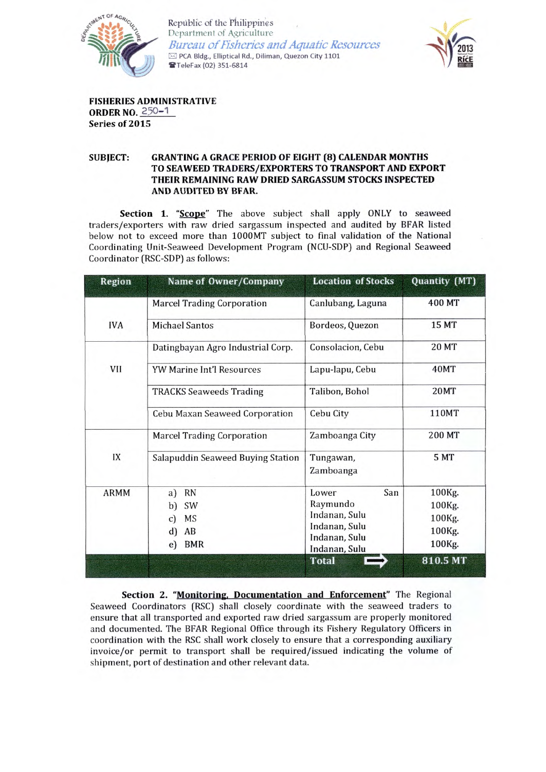Republic of the Philippines
Department of Agriculture
*Bureau of Fisheries and Aquatic Resources*
PCA Bldg., Elliptical Rd., Diliman, Quezon City 1101
TeleFax (02) 351-6814

**FISHERIES ADMINISTRATIVE ORDER NO. 250-1**
**Series of 2015**

**SUBJECT: GRANTING A GRACE PERIOD OF EIGHT (8) CALENDAR MONTHS TO SEAWEED TRADERS/EXPORTERS TO TRANSPORT AND EXPORT THEIR REMAINING RAW DRIED SARGASSUM STOCKS INSPECTED AND AUDITED BY BFAR.**

**Section 1. "Scope"** The above subject shall apply ONLY to seaweed traders/exporters with raw dried sargassum inspected and audited by BFAR listed below not to exceed more than 1000MT subject to final validation of the National Coordinating Unit-Seaweed Development Program (NCU-SDP) and Regional Seaweed Coordinator (RSC-SDP) as follows:

| Region | Name of Owner/Company | Location of Stocks | Quantity (MT) |
|---|---|---|---|
| IVA | Marcel Trading Corporation | Canlubang, Laguna | 400 MT |
| | Michael Santos | Bordeos, Quezon | 15 MT |
| VII | Datingbayan Agro Industrial Corp. | Consolacion, Cebu | 20 MT |
| | YW Marine Int'l Resources | Lapu-lapu, Cebu | 40MT |
| | TRACKS Seaweeds Trading | Talibon, Bohol | 20MT |
| | Cebu Maxan Seaweed Corporation | Cebu City | 110MT |
| IX | Marcel Trading Corporation | Zamboanga City | 200 MT |
| | Salapuddin Seaweed Buying Station | Tungawan, Zamboanga | 5 MT |
| ARMM | a) RN<br>b) SW<br>c) MS<br>d) AB<br>e) BMR | Lower San Raymundo<br>Indanan, Sulu<br>Indanan, Sulu<br>Indanan, Sulu<br>Indanan, Sulu | 100Kg.<br>100Kg.<br>100Kg.<br>100Kg.<br>100Kg. |
| | | **Total** ⇨ | **810.5 MT** |

**Section 2. "Monitoring, Documentation and Enforcement"** The Regional Seaweed Coordinators (RSC) shall closely coordinate with the seaweed traders to ensure that all transported and exported raw dried sargassum are properly monitored and documented. The BFAR Regional Office through its Fishery Regulatory Officers in coordination with the RSC shall work closely to ensure that a corresponding auxiliary invoice/or permit to transport shall be required/issued indicating the volume of shipment, port of destination and other relevant data.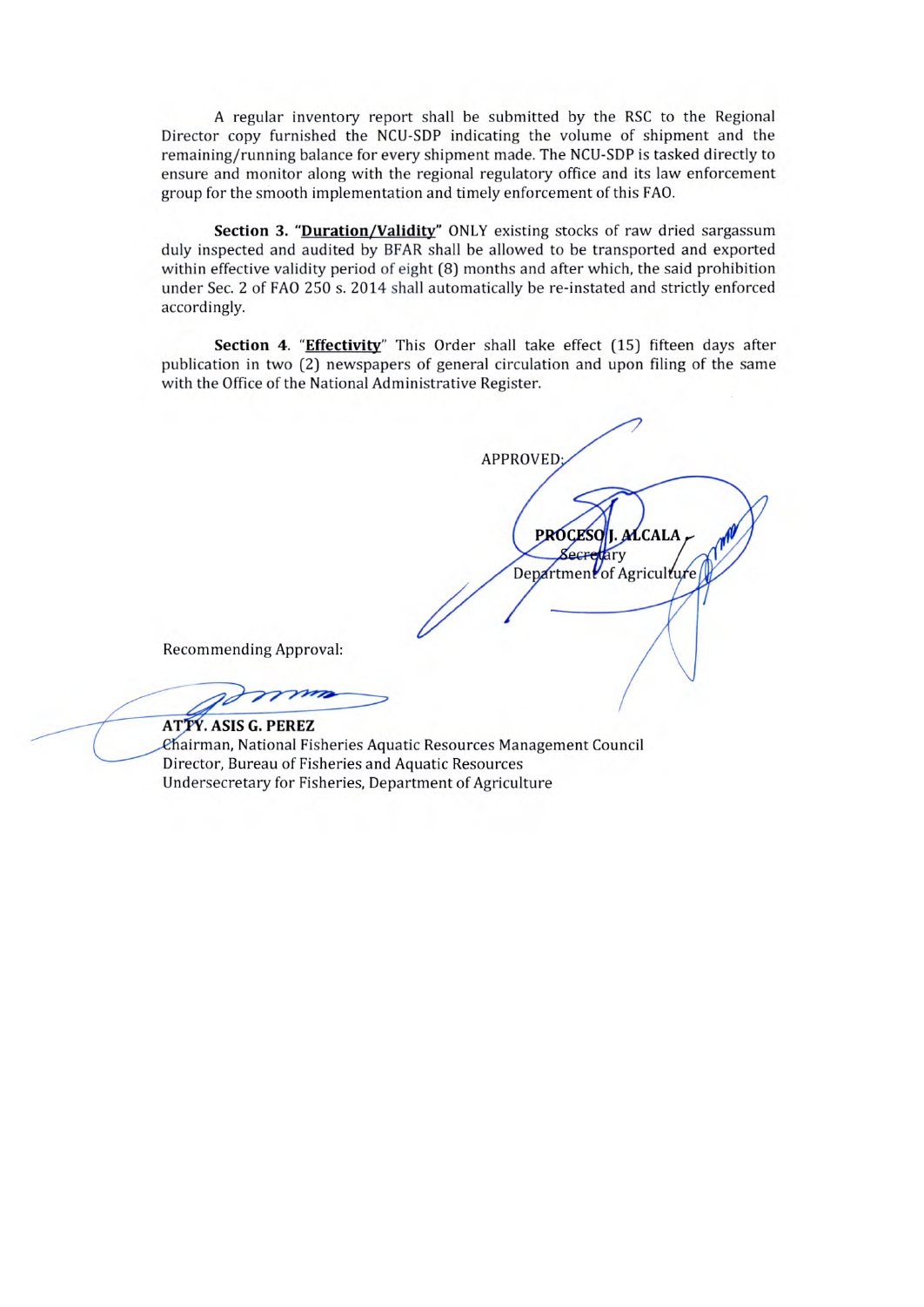A regular inventory report shall be submitted by the RSC to the Regional Director copy furnished the NCU-SDP indicating the volume of shipment and the remaining/running balance for every shipment made. The NCU-SDP is tasked directly to ensure and monitor along with the regional regulatory office and its law enforcement group for the smooth implementation and timely enforcement of this FAO.

**Section 3. "<u>Duration/Validity</u>"** ONLY existing stocks of raw dried sargassum duly inspected and audited by BFAR shall be allowed to be transported and exported within effective validity period of eight (8) months and after which, the said prohibition under Sec. 2 of FAO 250 s. 2014 shall automatically be re-instated and strictly enforced accordingly.

**Section 4.** "**<u>Effectivity</u>**" This Order shall take effect (15) fifteen days after publication in two (2) newspapers of general circulation and upon filing of the same with the Office of the National Administrative Register.

APPROVED:

**PROCESO J. ALCALA**
Secretary
Department of Agriculture

Recommending Approval:

**ATTY. ASIS G. PEREZ**
Chairman, National Fisheries Aquatic Resources Management Council
Director, Bureau of Fisheries and Aquatic Resources
Undersecretary for Fisheries, Department of Agriculture